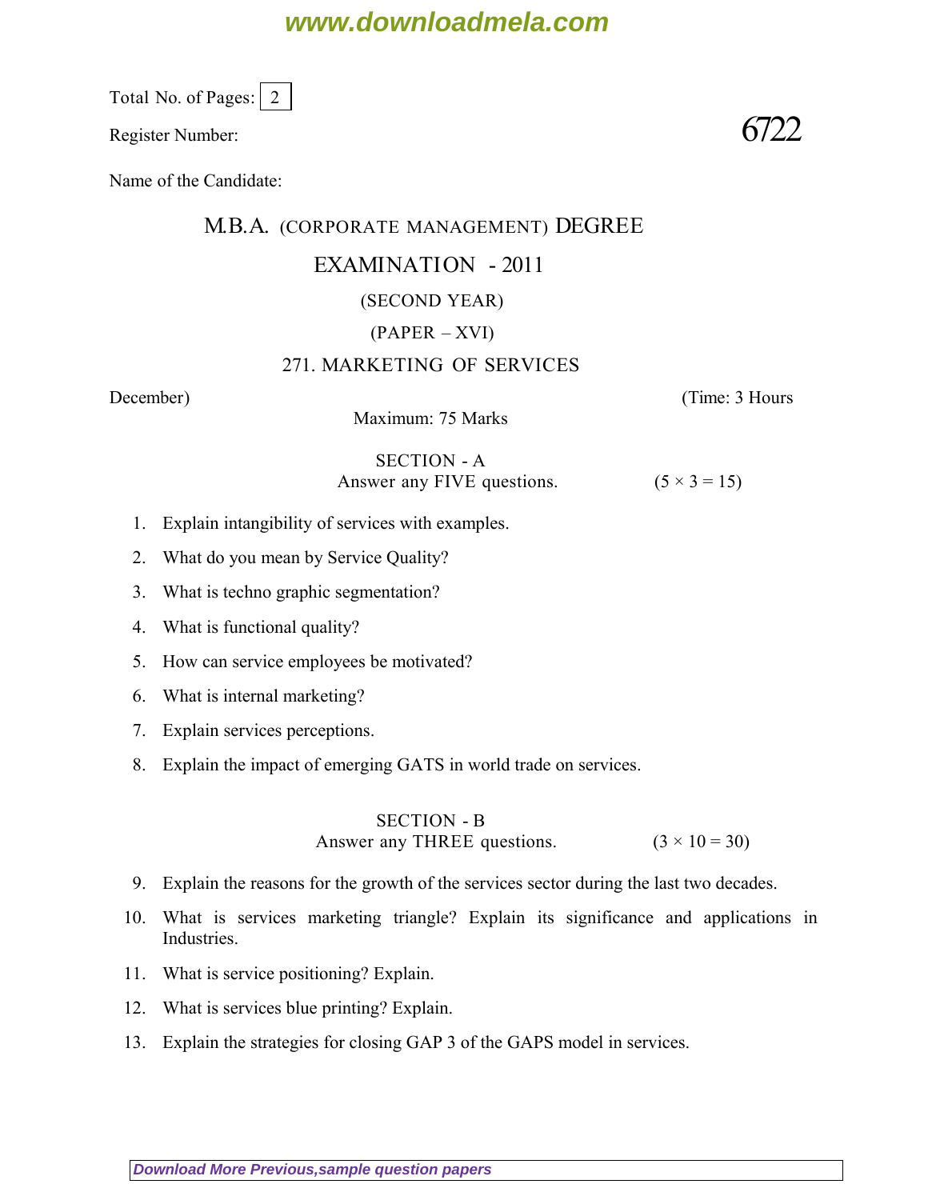Total No. of Pages: 2

Register Number: **6722**

Name of the Candidate:

# M.B.A. (CORPORATE MANAGEMENT) DEGREE

## EXAMINATION - 2011

(SECOND YEAR)

(PAPER – XVI)

271. MARKETING OF SERVICES

December) (Time: 3 Hours

Maximum: 75 Marks

### SECTION - A

Answer any FIVE questions. (5 × 3 = 15)

1. Explain intangibility of services with examples.
2. What do you mean by Service Quality?
3. What is techno graphic segmentation?
4. What is functional quality?
5. How can service employees be motivated?
6. What is internal marketing?
7. Explain services perceptions.
8. Explain the impact of emerging GATS in world trade on services.

### SECTION - B

Answer any THREE questions. (3 × 10 = 30)

9. Explain the reasons for the growth of the services sector during the last two decades.
10. What is services marketing triangle? Explain its significance and applications in Industries.
11. What is service positioning? Explain.
12. What is services blue printing? Explain.
13. Explain the strategies for closing GAP 3 of the GAPS model in services.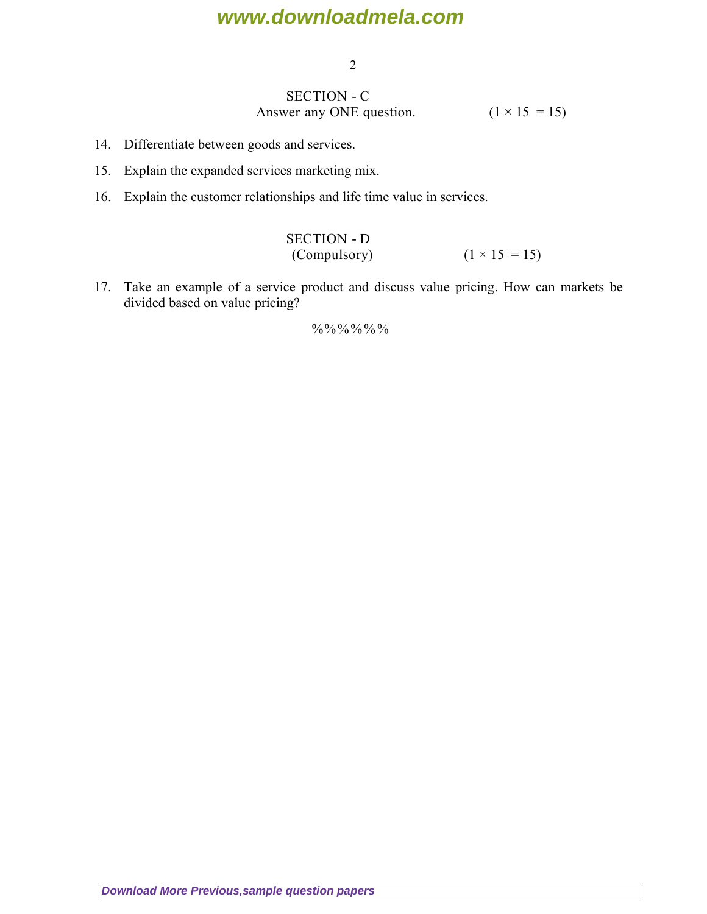## SECTION - C

Answer any ONE question. (1 × 15 = 15)

14. Differentiate between goods and services.

15. Explain the expanded services marketing mix.

16. Explain the customer relationships and life time value in services.

## SECTION - D

(Compulsory) (1 × 15 = 15)

17. Take an example of a service product and discuss value pricing. How can markets be divided based on value pricing?

%%%%%%